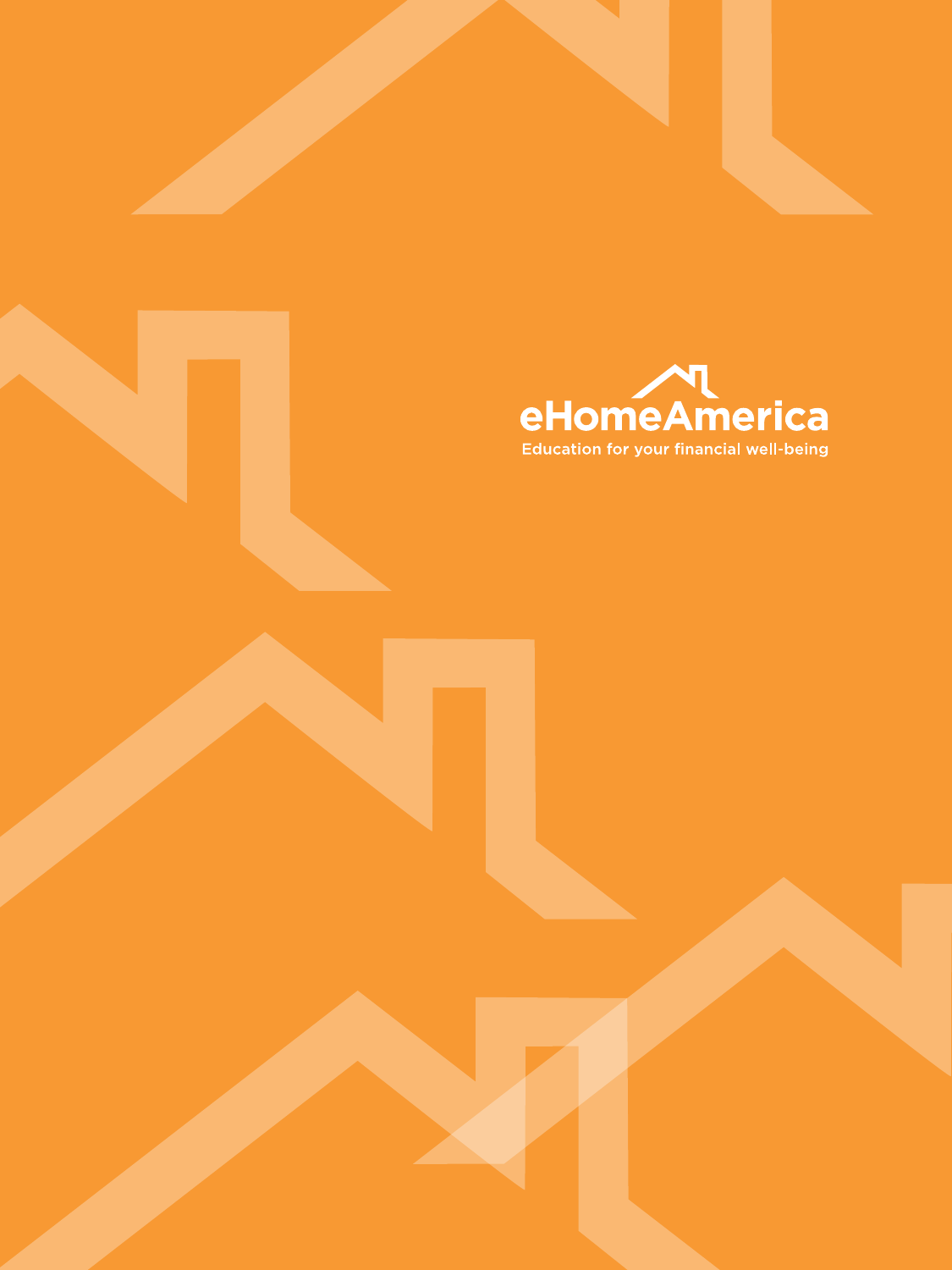eHomeAmerica

Education for your financial well-being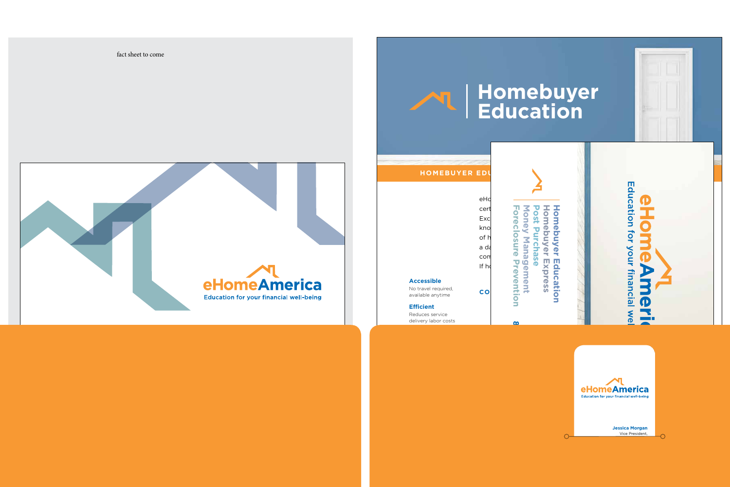fact sheet to come

eHomeAmerica

Education for your financial well-being

# Homebuyer Education

HOMEBUYER EDU

eHo
cert
Exc
kno
of h
a da
com
If ho

CO

**Accessible**

No travel required, available anytime

**Efficient**

Reduces service delivery labor costs

Homebuyer Education
Homebuyer Express
Post Purchase
Money Management
Foreclosure Prevention

eHomeAmeric

Education for your financial wel

eHomeAmerica

Education for your financial well-being

Jessica Morgan

Vice President,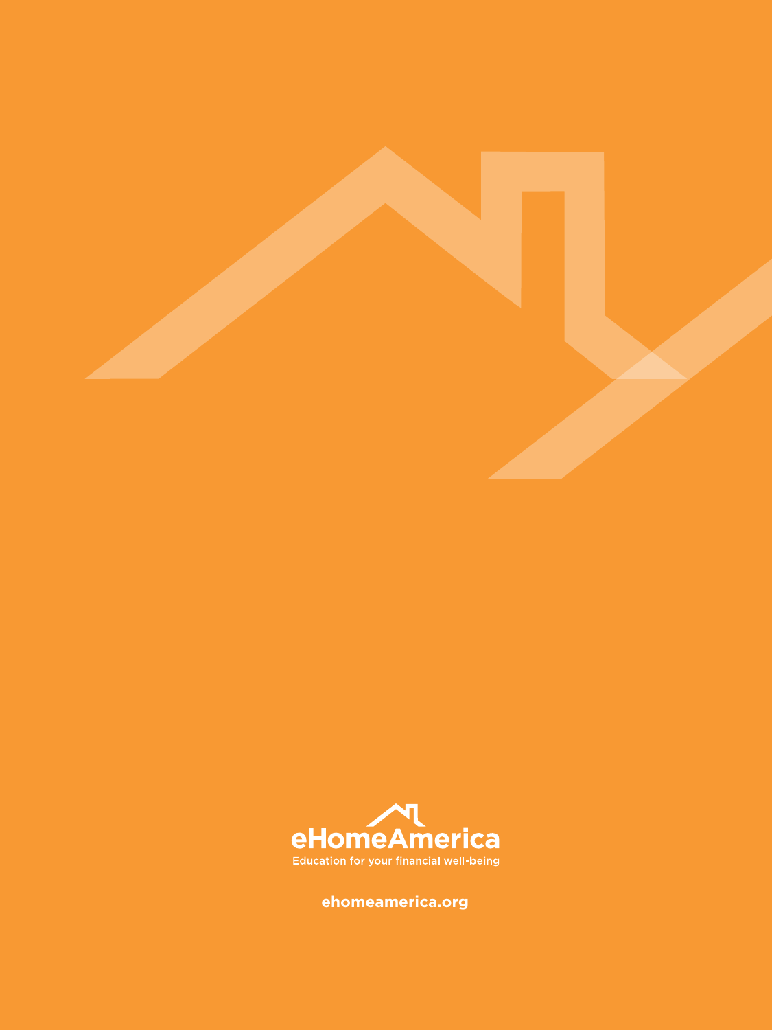eHomeAmerica

Education for your financial well-being

ehomeamerica.org